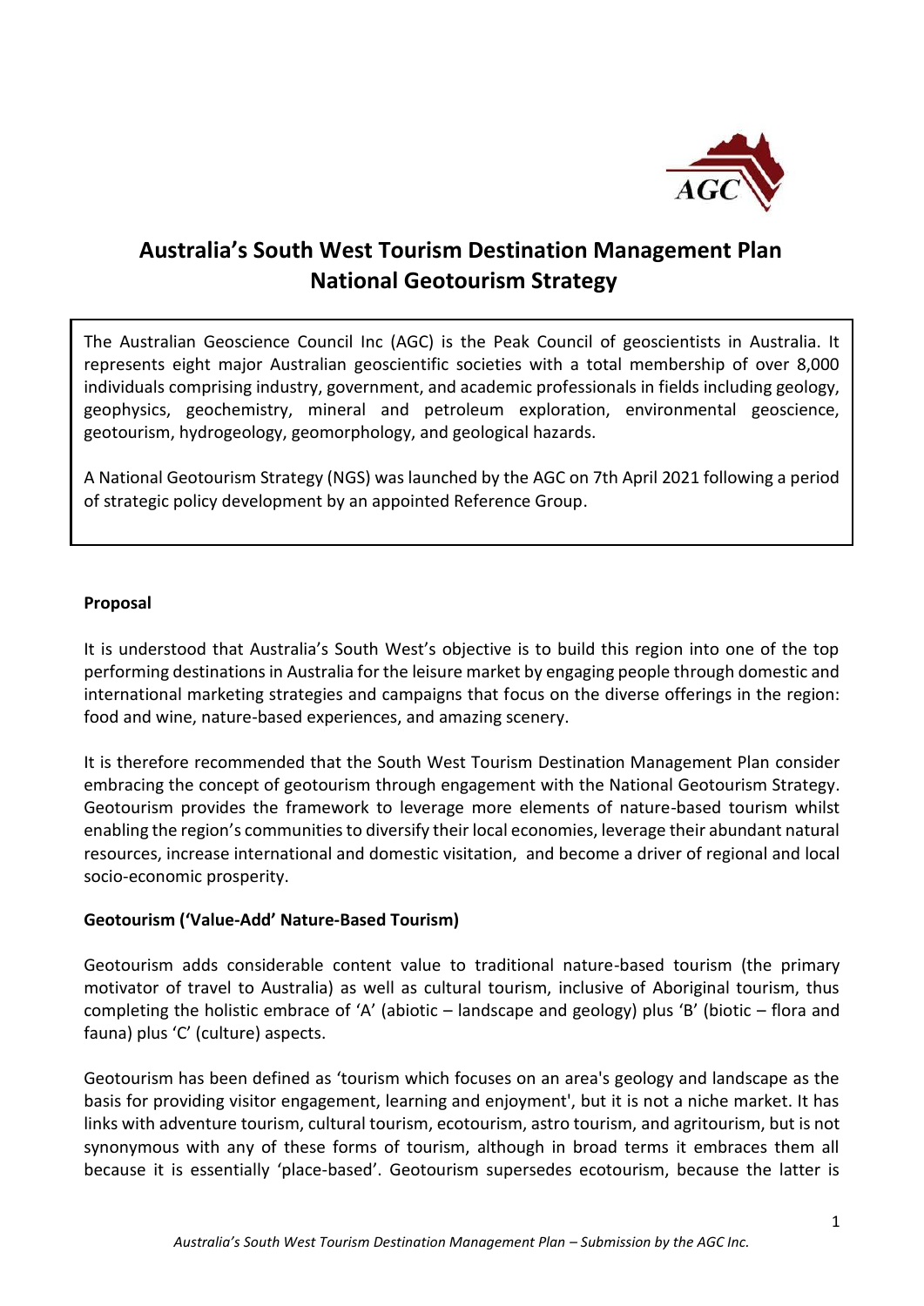# Australia's South West Tourism Destination Management Plan
# National Geotourism Strategy

The Australian Geoscience Council Inc (AGC) is the Peak Council of geoscientists in Australia. It represents eight major Australian geoscientific societies with a total membership of over 8,000 individuals comprising industry, government, and academic professionals in fields including geology, geophysics, geochemistry, mineral and petroleum exploration, environmental geoscience, geotourism, hydrogeology, geomorphology, and geological hazards.

A National Geotourism Strategy (NGS) was launched by the AGC on 7th April 2021 following a period of strategic policy development by an appointed Reference Group.

**Proposal**

It is understood that Australia's South West's objective is to build this region into one of the top performing destinations in Australia for the leisure market by engaging people through domestic and international marketing strategies and campaigns that focus on the diverse offerings in the region: food and wine, nature-based experiences, and amazing scenery.

It is therefore recommended that the South West Tourism Destination Management Plan consider embracing the concept of geotourism through engagement with the National Geotourism Strategy. Geotourism provides the framework to leverage more elements of nature-based tourism whilst enabling the region's communities to diversify their local economies, leverage their abundant natural resources, increase international and domestic visitation, and become a driver of regional and local socio-economic prosperity.

**Geotourism ('Value-Add' Nature-Based Tourism)**

Geotourism adds considerable content value to traditional nature-based tourism (the primary motivator of travel to Australia) as well as cultural tourism, inclusive of Aboriginal tourism, thus completing the holistic embrace of 'A' (abiotic – landscape and geology) plus 'B' (biotic – flora and fauna) plus 'C' (culture) aspects.

Geotourism has been defined as 'tourism which focuses on an area's geology and landscape as the basis for providing visitor engagement, learning and enjoyment', but it is not a niche market. It has links with adventure tourism, cultural tourism, ecotourism, astro tourism, and agritourism, but is not synonymous with any of these forms of tourism, although in broad terms it embraces them all because it is essentially 'place-based'. Geotourism supersedes ecotourism, because the latter is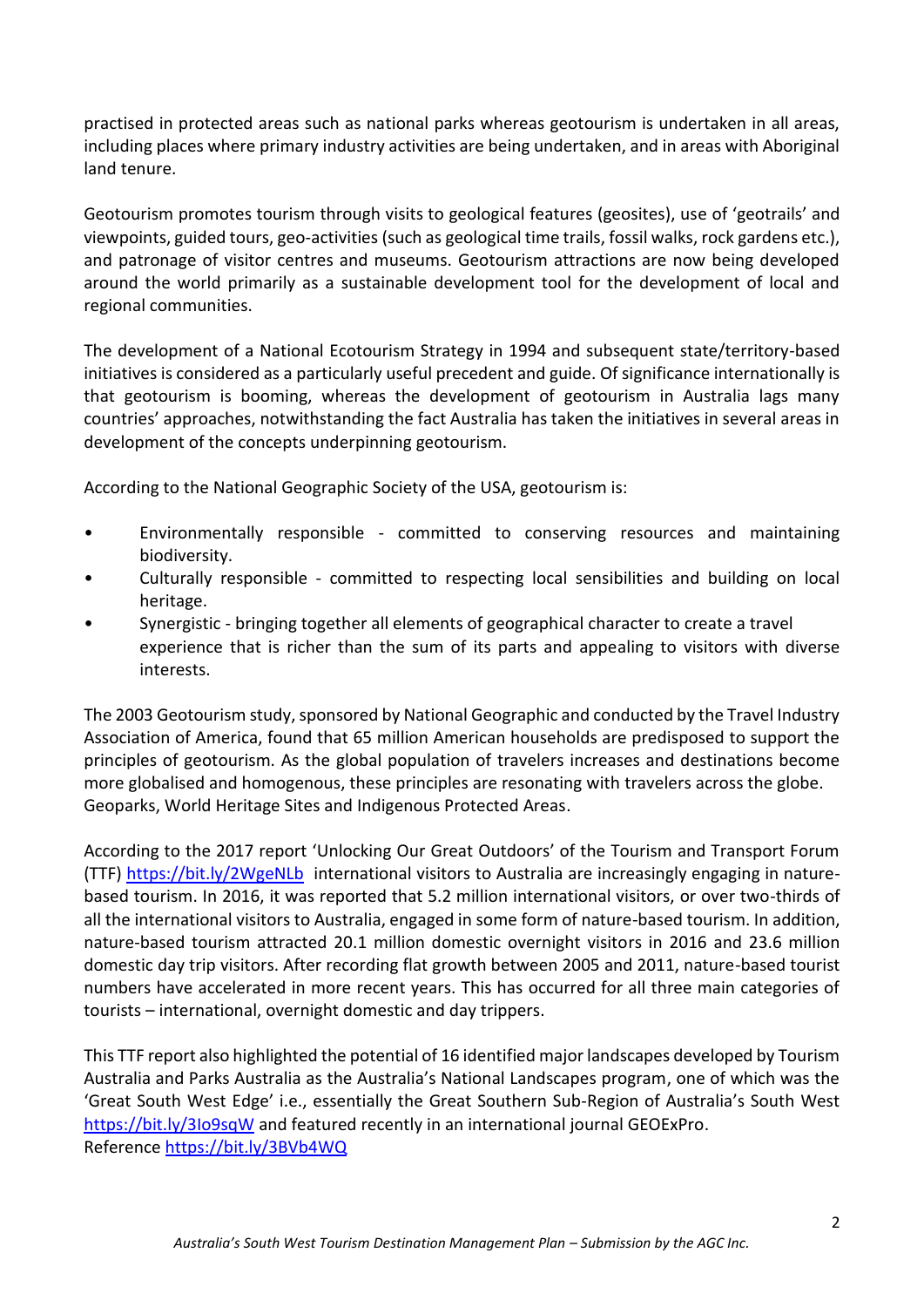practised in protected areas such as national parks whereas geotourism is undertaken in all areas, including places where primary industry activities are being undertaken, and in areas with Aboriginal land tenure.

Geotourism promotes tourism through visits to geological features (geosites), use of 'geotrails' and viewpoints, guided tours, geo-activities (such as geological time trails, fossil walks, rock gardens etc.), and patronage of visitor centres and museums. Geotourism attractions are now being developed around the world primarily as a sustainable development tool for the development of local and regional communities.

The development of a National Ecotourism Strategy in 1994 and subsequent state/territory-based initiatives is considered as a particularly useful precedent and guide. Of significance internationally is that geotourism is booming, whereas the development of geotourism in Australia lags many countries' approaches, notwithstanding the fact Australia has taken the initiatives in several areas in development of the concepts underpinning geotourism.

According to the National Geographic Society of the USA, geotourism is:

- Environmentally responsible - committed to conserving resources and maintaining biodiversity.
- Culturally responsible - committed to respecting local sensibilities and building on local heritage.
- Synergistic - bringing together all elements of geographical character to create a travel experience that is richer than the sum of its parts and appealing to visitors with diverse interests.

The 2003 Geotourism study, sponsored by National Geographic and conducted by the Travel Industry Association of America, found that 65 million American households are predisposed to support the principles of geotourism. As the global population of travelers increases and destinations become more globalised and homogenous, these principles are resonating with travelers across the globe. Geoparks, World Heritage Sites and Indigenous Protected Areas.

According to the 2017 report 'Unlocking Our Great Outdoors' of the Tourism and Transport Forum (TTF) https://bit.ly/2WgeNLb international visitors to Australia are increasingly engaging in nature-based tourism. In 2016, it was reported that 5.2 million international visitors, or over two-thirds of all the international visitors to Australia, engaged in some form of nature-based tourism. In addition, nature-based tourism attracted 20.1 million domestic overnight visitors in 2016 and 23.6 million domestic day trip visitors. After recording flat growth between 2005 and 2011, nature-based tourist numbers have accelerated in more recent years. This has occurred for all three main categories of tourists – international, overnight domestic and day trippers.

This TTF report also highlighted the potential of 16 identified major landscapes developed by Tourism Australia and Parks Australia as the Australia's National Landscapes program, one of which was the 'Great South West Edge' i.e., essentially the Great Southern Sub-Region of Australia's South West https://bit.ly/3Io9sqW and featured recently in an international journal GEOExPro.
Reference https://bit.ly/3BVb4WQ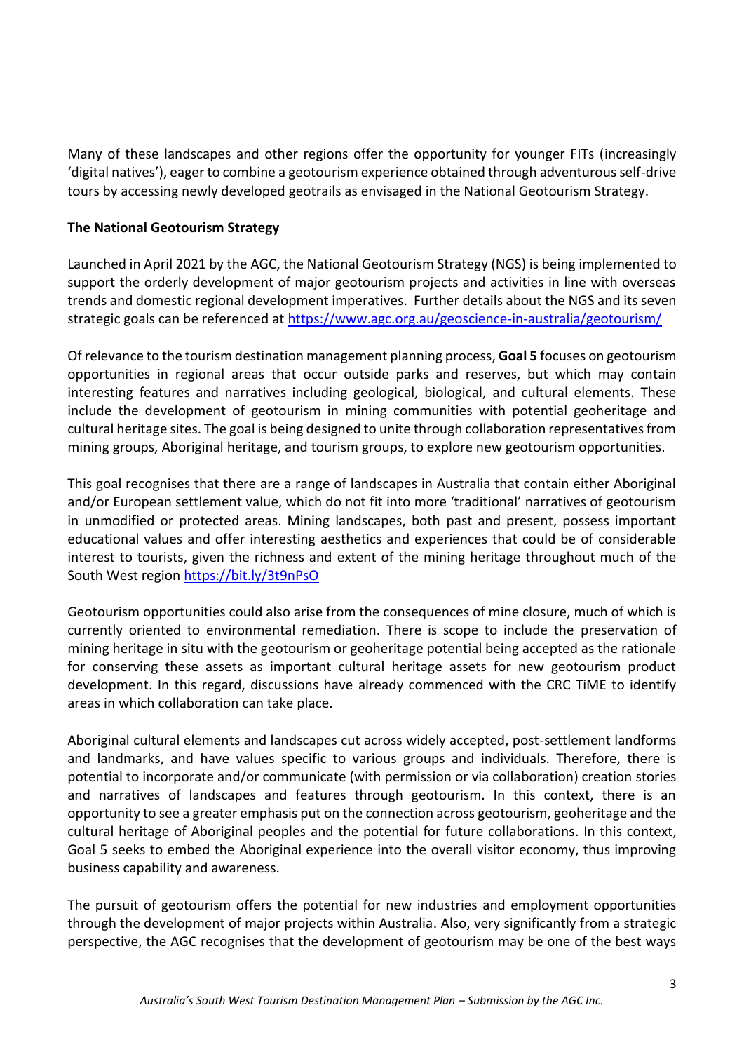Many of these landscapes and other regions offer the opportunity for younger FITs (increasingly 'digital natives'), eager to combine a geotourism experience obtained through adventurous self-drive tours by accessing newly developed geotrails as envisaged in the National Geotourism Strategy.

**The National Geotourism Strategy**

Launched in April 2021 by the AGC, the National Geotourism Strategy (NGS) is being implemented to support the orderly development of major geotourism projects and activities in line with overseas trends and domestic regional development imperatives. Further details about the NGS and its seven strategic goals can be referenced at https://www.agc.org.au/geoscience-in-australia/geotourism/

Of relevance to the tourism destination management planning process, **Goal 5** focuses on geotourism opportunities in regional areas that occur outside parks and reserves, but which may contain interesting features and narratives including geological, biological, and cultural elements. These include the development of geotourism in mining communities with potential geoheritage and cultural heritage sites. The goal is being designed to unite through collaboration representatives from mining groups, Aboriginal heritage, and tourism groups, to explore new geotourism opportunities.

This goal recognises that there are a range of landscapes in Australia that contain either Aboriginal and/or European settlement value, which do not fit into more 'traditional' narratives of geotourism in unmodified or protected areas. Mining landscapes, both past and present, possess important educational values and offer interesting aesthetics and experiences that could be of considerable interest to tourists, given the richness and extent of the mining heritage throughout much of the South West region https://bit.ly/3t9nPsO

Geotourism opportunities could also arise from the consequences of mine closure, much of which is currently oriented to environmental remediation. There is scope to include the preservation of mining heritage in situ with the geotourism or geoheritage potential being accepted as the rationale for conserving these assets as important cultural heritage assets for new geotourism product development. In this regard, discussions have already commenced with the CRC TiME to identify areas in which collaboration can take place.

Aboriginal cultural elements and landscapes cut across widely accepted, post-settlement landforms and landmarks, and have values specific to various groups and individuals. Therefore, there is potential to incorporate and/or communicate (with permission or via collaboration) creation stories and narratives of landscapes and features through geotourism. In this context, there is an opportunity to see a greater emphasis put on the connection across geotourism, geoheritage and the cultural heritage of Aboriginal peoples and the potential for future collaborations. In this context, Goal 5 seeks to embed the Aboriginal experience into the overall visitor economy, thus improving business capability and awareness.

The pursuit of geotourism offers the potential for new industries and employment opportunities through the development of major projects within Australia. Also, very significantly from a strategic perspective, the AGC recognises that the development of geotourism may be one of the best ways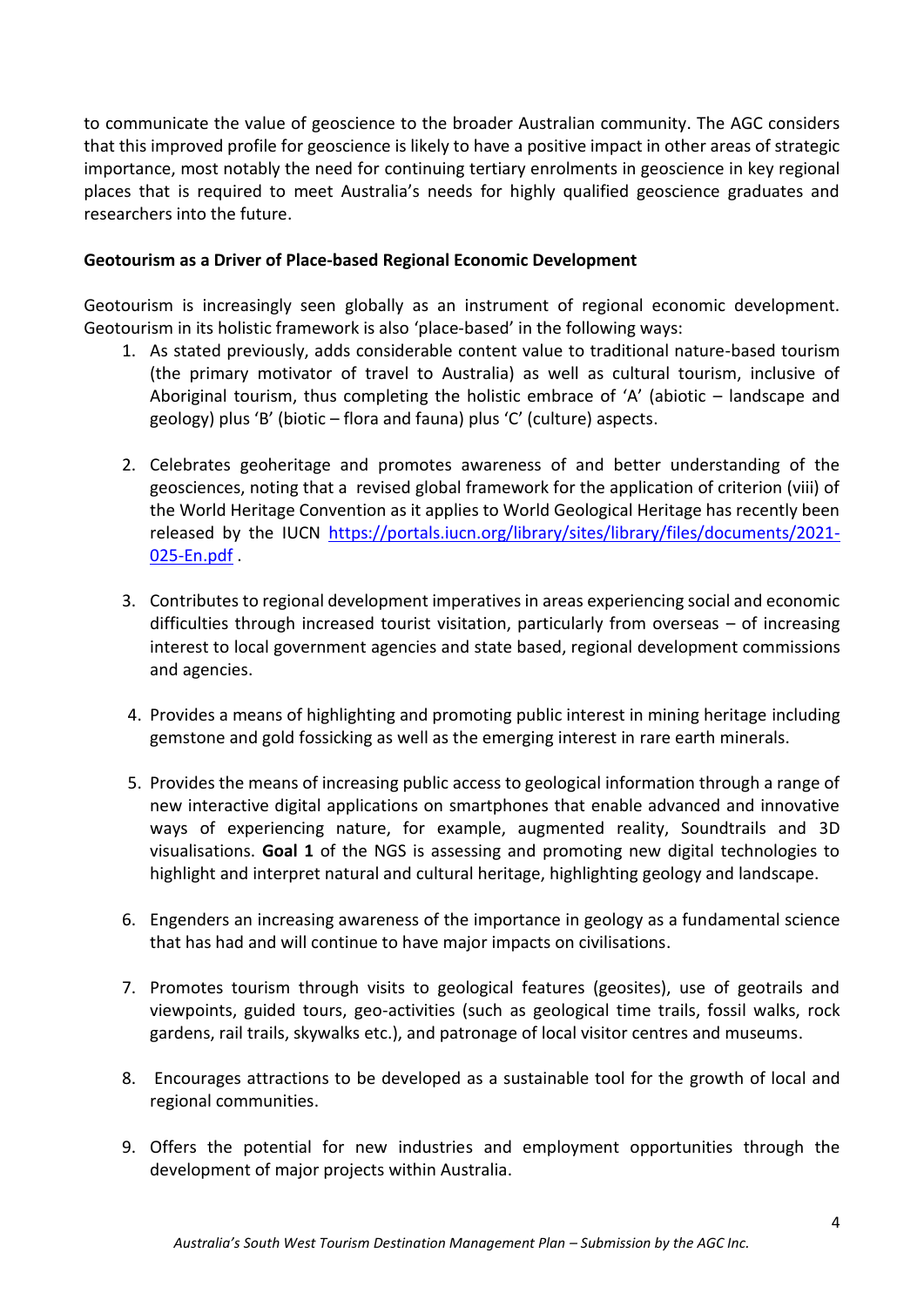to communicate the value of geoscience to the broader Australian community. The AGC considers that this improved profile for geoscience is likely to have a positive impact in other areas of strategic importance, most notably the need for continuing tertiary enrolments in geoscience in key regional places that is required to meet Australia's needs for highly qualified geoscience graduates and researchers into the future.

**Geotourism as a Driver of Place-based Regional Economic Development**

Geotourism is increasingly seen globally as an instrument of regional economic development. Geotourism in its holistic framework is also 'place-based' in the following ways:

1. As stated previously, adds considerable content value to traditional nature-based tourism (the primary motivator of travel to Australia) as well as cultural tourism, inclusive of Aboriginal tourism, thus completing the holistic embrace of 'A' (abiotic – landscape and geology) plus 'B' (biotic – flora and fauna) plus 'C' (culture) aspects.

2. Celebrates geoheritage and promotes awareness of and better understanding of the geosciences, noting that a revised global framework for the application of criterion (viii) of the World Heritage Convention as it applies to World Geological Heritage has recently been released by the IUCN [https://portals.iucn.org/library/sites/library/files/documents/2021-025-En.pdf](https://portals.iucn.org/library/sites/library/files/documents/2021-025-En.pdf) .

3. Contributes to regional development imperatives in areas experiencing social and economic difficulties through increased tourist visitation, particularly from overseas – of increasing interest to local government agencies and state based, regional development commissions and agencies.

4. Provides a means of highlighting and promoting public interest in mining heritage including gemstone and gold fossicking as well as the emerging interest in rare earth minerals.

5. Provides the means of increasing public access to geological information through a range of new interactive digital applications on smartphones that enable advanced and innovative ways of experiencing nature, for example, augmented reality, Soundtrails and 3D visualisations. **Goal 1** of the NGS is assessing and promoting new digital technologies to highlight and interpret natural and cultural heritage, highlighting geology and landscape.

6. Engenders an increasing awareness of the importance in geology as a fundamental science that has had and will continue to have major impacts on civilisations.

7. Promotes tourism through visits to geological features (geosites), use of geotrails and viewpoints, guided tours, geo-activities (such as geological time trails, fossil walks, rock gardens, rail trails, skywalks etc.), and patronage of local visitor centres and museums.

8. Encourages attractions to be developed as a sustainable tool for the growth of local and regional communities.

9. Offers the potential for new industries and employment opportunities through the development of major projects within Australia.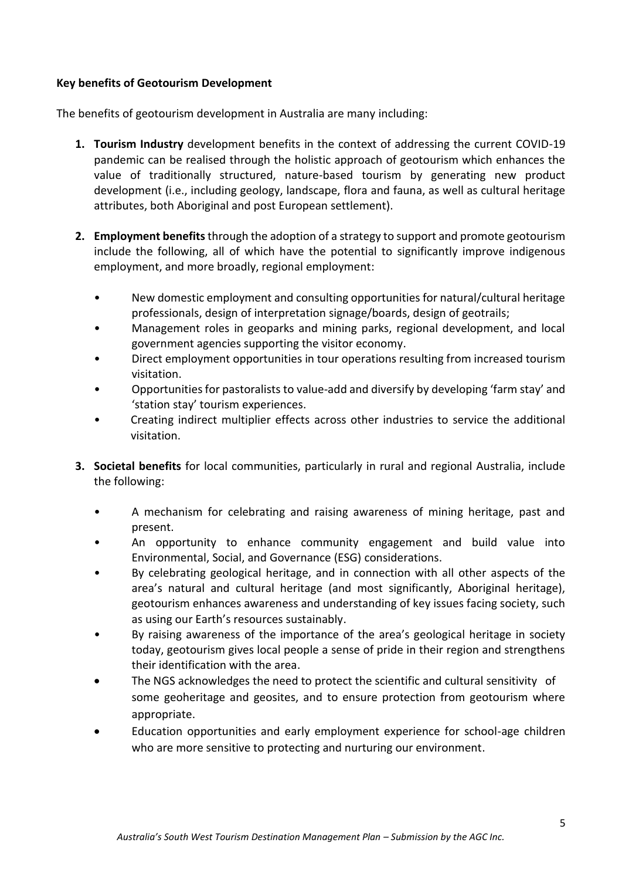**Key benefits of Geotourism Development**

The benefits of geotourism development in Australia are many including:

1. **Tourism Industry** development benefits in the context of addressing the current COVID-19 pandemic can be realised through the holistic approach of geotourism which enhances the value of traditionally structured, nature-based tourism by generating new product development (i.e., including geology, landscape, flora and fauna, as well as cultural heritage attributes, both Aboriginal and post European settlement).

2. **Employment benefits** through the adoption of a strategy to support and promote geotourism include the following, all of which have the potential to significantly improve indigenous employment, and more broadly, regional employment:

   - New domestic employment and consulting opportunities for natural/cultural heritage professionals, design of interpretation signage/boards, design of geotrails;
   - Management roles in geoparks and mining parks, regional development, and local government agencies supporting the visitor economy.
   - Direct employment opportunities in tour operations resulting from increased tourism visitation.
   - Opportunities for pastoralists to value-add and diversify by developing 'farm stay' and 'station stay' tourism experiences.
   - Creating indirect multiplier effects across other industries to service the additional visitation.

3. **Societal benefits** for local communities, particularly in rural and regional Australia, include the following:

   - A mechanism for celebrating and raising awareness of mining heritage, past and present.
   - An opportunity to enhance community engagement and build value into Environmental, Social, and Governance (ESG) considerations.
   - By celebrating geological heritage, and in connection with all other aspects of the area's natural and cultural heritage (and most significantly, Aboriginal heritage), geotourism enhances awareness and understanding of key issues facing society, such as using our Earth's resources sustainably.
   - By raising awareness of the importance of the area's geological heritage in society today, geotourism gives local people a sense of pride in their region and strengthens their identification with the area.
   - The NGS acknowledges the need to protect the scientific and cultural sensitivity of some geoheritage and geosites, and to ensure protection from geotourism where appropriate.
   - Education opportunities and early employment experience for school-age children who are more sensitive to protecting and nurturing our environment.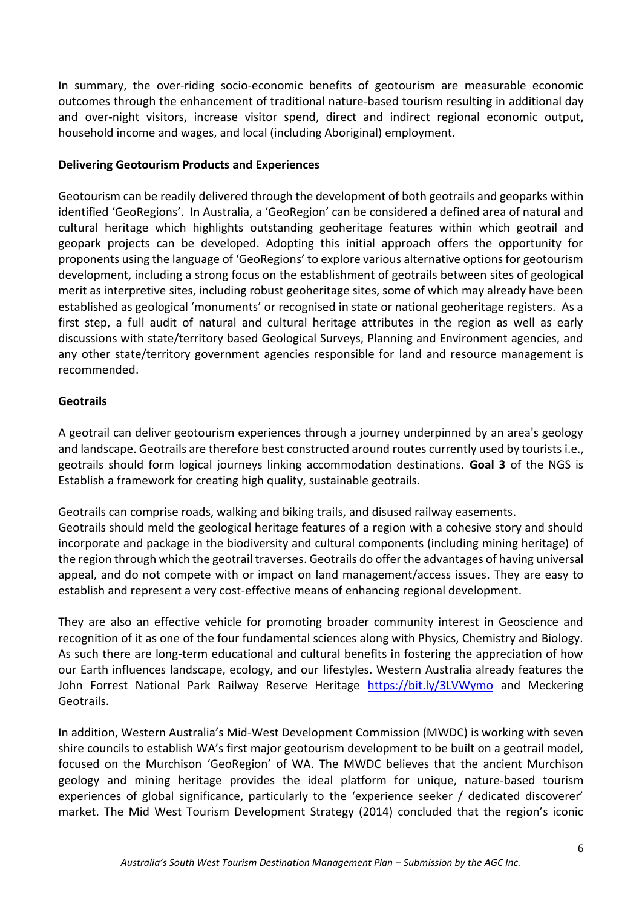In summary, the over-riding socio-economic benefits of geotourism are measurable economic outcomes through the enhancement of traditional nature-based tourism resulting in additional day and over-night visitors, increase visitor spend, direct and indirect regional economic output, household income and wages, and local (including Aboriginal) employment.

**Delivering Geotourism Products and Experiences**

Geotourism can be readily delivered through the development of both geotrails and geoparks within identified 'GeoRegions'. In Australia, a 'GeoRegion' can be considered a defined area of natural and cultural heritage which highlights outstanding geoheritage features within which geotrail and geopark projects can be developed. Adopting this initial approach offers the opportunity for proponents using the language of 'GeoRegions' to explore various alternative options for geotourism development, including a strong focus on the establishment of geotrails between sites of geological merit as interpretive sites, including robust geoheritage sites, some of which may already have been established as geological 'monuments' or recognised in state or national geoheritage registers. As a first step, a full audit of natural and cultural heritage attributes in the region as well as early discussions with state/territory based Geological Surveys, Planning and Environment agencies, and any other state/territory government agencies responsible for land and resource management is recommended.

**Geotrails**

A geotrail can deliver geotourism experiences through a journey underpinned by an area's geology and landscape. Geotrails are therefore best constructed around routes currently used by tourists i.e., geotrails should form logical journeys linking accommodation destinations. **Goal 3** of the NGS is Establish a framework for creating high quality, sustainable geotrails.

Geotrails can comprise roads, walking and biking trails, and disused railway easements.
Geotrails should meld the geological heritage features of a region with a cohesive story and should incorporate and package in the biodiversity and cultural components (including mining heritage) of the region through which the geotrail traverses. Geotrails do offer the advantages of having universal appeal, and do not compete with or impact on land management/access issues. They are easy to establish and represent a very cost-effective means of enhancing regional development.

They are also an effective vehicle for promoting broader community interest in Geoscience and recognition of it as one of the four fundamental sciences along with Physics, Chemistry and Biology. As such there are long-term educational and cultural benefits in fostering the appreciation of how our Earth influences landscape, ecology, and our lifestyles. Western Australia already features the John Forrest National Park Railway Reserve Heritage https://bit.ly/3LVWymo and Meckering Geotrails.

In addition, Western Australia's Mid-West Development Commission (MWDC) is working with seven shire councils to establish WA's first major geotourism development to be built on a geotrail model, focused on the Murchison 'GeoRegion' of WA. The MWDC believes that the ancient Murchison geology and mining heritage provides the ideal platform for unique, nature-based tourism experiences of global significance, particularly to the 'experience seeker / dedicated discoverer' market. The Mid West Tourism Development Strategy (2014) concluded that the region's iconic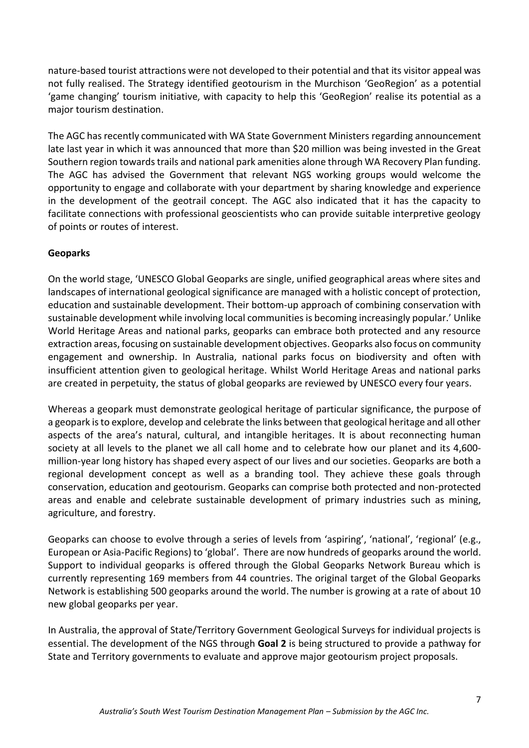nature-based tourist attractions were not developed to their potential and that its visitor appeal was not fully realised. The Strategy identified geotourism in the Murchison 'GeoRegion' as a potential 'game changing' tourism initiative, with capacity to help this 'GeoRegion' realise its potential as a major tourism destination.

The AGC has recently communicated with WA State Government Ministers regarding announcement late last year in which it was announced that more than $20 million was being invested in the Great Southern region towards trails and national park amenities alone through WA Recovery Plan funding. The AGC has advised the Government that relevant NGS working groups would welcome the opportunity to engage and collaborate with your department by sharing knowledge and experience in the development of the geotrail concept. The AGC also indicated that it has the capacity to facilitate connections with professional geoscientists who can provide suitable interpretive geology of points or routes of interest.

**Geoparks**

On the world stage, 'UNESCO Global Geoparks are single, unified geographical areas where sites and landscapes of international geological significance are managed with a holistic concept of protection, education and sustainable development. Their bottom-up approach of combining conservation with sustainable development while involving local communities is becoming increasingly popular.' Unlike World Heritage Areas and national parks, geoparks can embrace both protected and any resource extraction areas, focusing on sustainable development objectives. Geoparks also focus on community engagement and ownership. In Australia, national parks focus on biodiversity and often with insufficient attention given to geological heritage. Whilst World Heritage Areas and national parks are created in perpetuity, the status of global geoparks are reviewed by UNESCO every four years.

Whereas a geopark must demonstrate geological heritage of particular significance, the purpose of a geopark is to explore, develop and celebrate the links between that geological heritage and all other aspects of the area's natural, cultural, and intangible heritages. It is about reconnecting human society at all levels to the planet we all call home and to celebrate how our planet and its 4,600-million-year long history has shaped every aspect of our lives and our societies. Geoparks are both a regional development concept as well as a branding tool. They achieve these goals through conservation, education and geotourism. Geoparks can comprise both protected and non-protected areas and enable and celebrate sustainable development of primary industries such as mining, agriculture, and forestry.

Geoparks can choose to evolve through a series of levels from 'aspiring', 'national', 'regional' (e.g., European or Asia-Pacific Regions) to 'global'. There are now hundreds of geoparks around the world. Support to individual geoparks is offered through the Global Geoparks Network Bureau which is currently representing 169 members from 44 countries. The original target of the Global Geoparks Network is establishing 500 geoparks around the world. The number is growing at a rate of about 10 new global geoparks per year.

In Australia, the approval of State/Territory Government Geological Surveys for individual projects is essential. The development of the NGS through **Goal 2** is being structured to provide a pathway for State and Territory governments to evaluate and approve major geotourism project proposals.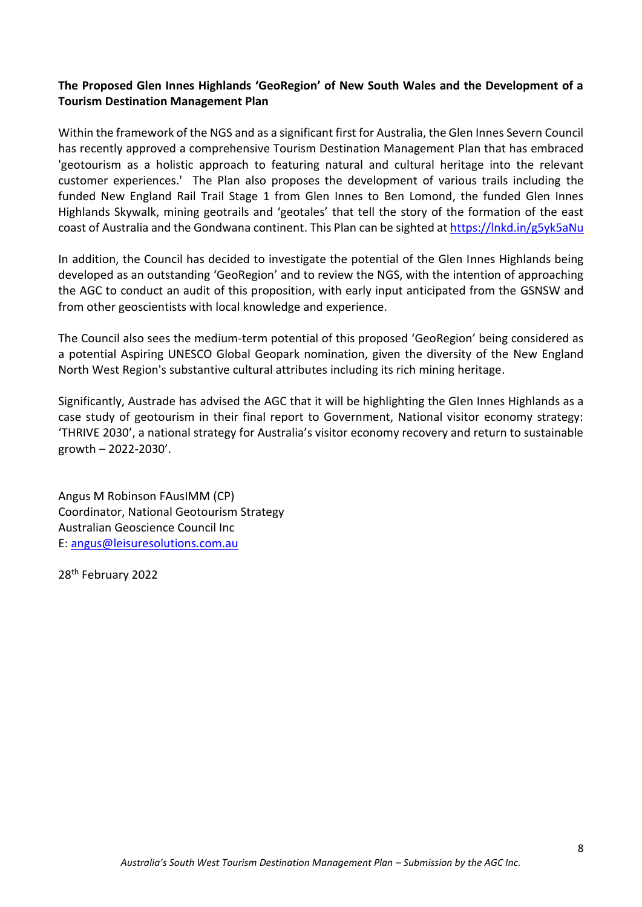**The Proposed Glen Innes Highlands 'GeoRegion' of New South Wales and the Development of a Tourism Destination Management Plan**

Within the framework of the NGS and as a significant first for Australia, the Glen Innes Severn Council has recently approved a comprehensive Tourism Destination Management Plan that has embraced 'geotourism as a holistic approach to featuring natural and cultural heritage into the relevant customer experiences.' The Plan also proposes the development of various trails including the funded New England Rail Trail Stage 1 from Glen Innes to Ben Lomond, the funded Glen Innes Highlands Skywalk, mining geotrails and 'geotales' that tell the story of the formation of the east coast of Australia and the Gondwana continent. This Plan can be sighted at https://lnkd.in/g5yk5aNu

In addition, the Council has decided to investigate the potential of the Glen Innes Highlands being developed as an outstanding 'GeoRegion' and to review the NGS, with the intention of approaching the AGC to conduct an audit of this proposition, with early input anticipated from the GSNSW and from other geoscientists with local knowledge and experience.

The Council also sees the medium-term potential of this proposed 'GeoRegion' being considered as a potential Aspiring UNESCO Global Geopark nomination, given the diversity of the New England North West Region's substantive cultural attributes including its rich mining heritage.

Significantly, Austrade has advised the AGC that it will be highlighting the Glen Innes Highlands as a case study of geotourism in their final report to Government, National visitor economy strategy: 'THRIVE 2030', a national strategy for Australia's visitor economy recovery and return to sustainable growth – 2022-2030'.

Angus M Robinson FAusIMM (CP)
Coordinator, National Geotourism Strategy
Australian Geoscience Council Inc
E: angus@leisuresolutions.com.au

28th February 2022